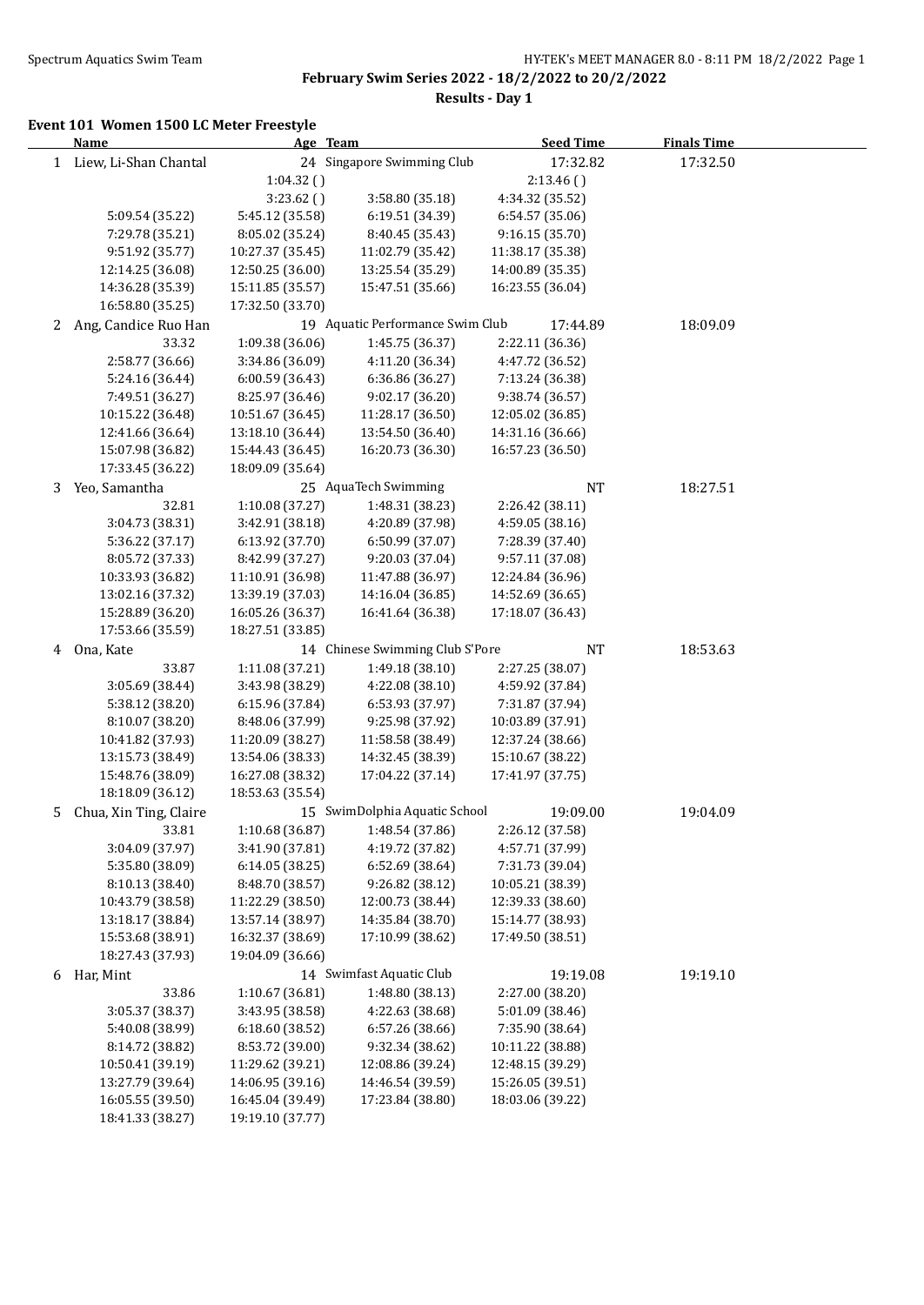**February Swim Series 2022 - 18/2/2022 to 20/2/2022**

**Results - Day 1**

### Event 101 Women 1500 LC Meter Freestyle

| | Name | Age | Team | Seed Time | Finals Time |
|---|---|---|---|---|---|
| 1 | Liew, Li-Shan Chantal | 24 | Singapore Swimming Club | 17:32.82 | 17:32.50 |
| | | 1:04.32 ( ) | | 2:13.46 ( ) | |
| | | 3:23.62 ( ) | 3:58.80 (35.18) | 4:34.32 (35.52) | |
| | 5:09.54 (35.22) | 5:45.12 (35.58) | 6:19.51 (34.39) | 6:54.57 (35.06) | |
| | 7:29.78 (35.21) | 8:05.02 (35.24) | 8:40.45 (35.43) | 9:16.15 (35.70) | |
| | 9:51.92 (35.77) | 10:27.37 (35.45) | 11:02.79 (35.42) | 11:38.17 (35.38) | |
| | 12:14.25 (36.08) | 12:50.25 (36.00) | 13:25.54 (35.29) | 14:00.89 (35.35) | |
| | 14:36.28 (35.39) | 15:11.85 (35.57) | 15:47.51 (35.66) | 16:23.55 (36.04) | |
| | 16:58.80 (35.25) | 17:32.50 (33.70) | | | |
| 2 | Ang, Candice Ruo Han | 19 | Aquatic Performance Swim Club | 17:44.89 | 18:09.09 |
| | 33.32 | 1:09.38 (36.06) | 1:45.75 (36.37) | 2:22.11 (36.36) | |
| | 2:58.77 (36.66) | 3:34.86 (36.09) | 4:11.20 (36.34) | 4:47.72 (36.52) | |
| | 5:24.16 (36.44) | 6:00.59 (36.43) | 6:36.86 (36.27) | 7:13.24 (36.38) | |
| | 7:49.51 (36.27) | 8:25.97 (36.46) | 9:02.17 (36.20) | 9:38.74 (36.57) | |
| | 10:15.22 (36.48) | 10:51.67 (36.45) | 11:28.17 (36.50) | 12:05.02 (36.85) | |
| | 12:41.66 (36.64) | 13:18.10 (36.44) | 13:54.50 (36.40) | 14:31.16 (36.66) | |
| | 15:07.98 (36.82) | 15:44.43 (36.45) | 16:20.73 (36.30) | 16:57.23 (36.50) | |
| | 17:33.45 (36.22) | 18:09.09 (35.64) | | | |
| 3 | Yeo, Samantha | 25 | AquaTech Swimming | NT | 18:27.51 |
| | 32.81 | 1:10.08 (37.27) | 1:48.31 (38.23) | 2:26.42 (38.11) | |
| | 3:04.73 (38.31) | 3:42.91 (38.18) | 4:20.89 (37.98) | 4:59.05 (38.16) | |
| | 5:36.22 (37.17) | 6:13.92 (37.70) | 6:50.99 (37.07) | 7:28.39 (37.40) | |
| | 8:05.72 (37.33) | 8:42.99 (37.27) | 9:20.03 (37.04) | 9:57.11 (37.08) | |
| | 10:33.93 (36.82) | 11:10.91 (36.98) | 11:47.88 (36.97) | 12:24.84 (36.96) | |
| | 13:02.16 (37.32) | 13:39.19 (37.03) | 14:16.04 (36.85) | 14:52.69 (36.65) | |
| | 15:28.89 (36.20) | 16:05.26 (36.37) | 16:41.64 (36.38) | 17:18.07 (36.43) | |
| | 17:53.66 (35.59) | 18:27.51 (33.85) | | | |
| 4 | Ona, Kate | 14 | Chinese Swimming Club S'Pore | NT | 18:53.63 |
| | 33.87 | 1:11.08 (37.21) | 1:49.18 (38.10) | 2:27.25 (38.07) | |
| | 3:05.69 (38.44) | 3:43.98 (38.29) | 4:22.08 (38.10) | 4:59.92 (37.84) | |
| | 5:38.12 (38.20) | 6:15.96 (37.84) | 6:53.93 (37.97) | 7:31.87 (37.94) | |
| | 8:10.07 (38.20) | 8:48.06 (37.99) | 9:25.98 (37.92) | 10:03.89 (37.91) | |
| | 10:41.82 (37.93) | 11:20.09 (38.27) | 11:58.58 (38.49) | 12:37.24 (38.66) | |
| | 13:15.73 (38.49) | 13:54.06 (38.33) | 14:32.45 (38.39) | 15:10.67 (38.22) | |
| | 15:48.76 (38.09) | 16:27.08 (38.32) | 17:04.22 (37.14) | 17:41.97 (37.75) | |
| | 18:18.09 (36.12) | 18:53.63 (35.54) | | | |
| 5 | Chua, Xin Ting, Claire | 15 | SwimDolphia Aquatic School | 19:09.00 | 19:04.09 |
| | 33.81 | 1:10.68 (36.87) | 1:48.54 (37.86) | 2:26.12 (37.58) | |
| | 3:04.09 (37.97) | 3:41.90 (37.81) | 4:19.72 (37.82) | 4:57.71 (37.99) | |
| | 5:35.80 (38.09) | 6:14.05 (38.25) | 6:52.69 (38.64) | 7:31.73 (39.04) | |
| | 8:10.13 (38.40) | 8:48.70 (38.57) | 9:26.82 (38.12) | 10:05.21 (38.39) | |
| | 10:43.79 (38.58) | 11:22.29 (38.50) | 12:00.73 (38.44) | 12:39.33 (38.60) | |
| | 13:18.17 (38.84) | 13:57.14 (38.97) | 14:35.84 (38.70) | 15:14.77 (38.93) | |
| | 15:53.68 (38.91) | 16:32.37 (38.69) | 17:10.99 (38.62) | 17:49.50 (38.51) | |
| | 18:27.43 (37.93) | 19:04.09 (36.66) | | | |
| 6 | Har, Mint | 14 | Swimfast Aquatic Club | 19:19.08 | 19:19.10 |
| | 33.86 | 1:10.67 (36.81) | 1:48.80 (38.13) | 2:27.00 (38.20) | |
| | 3:05.37 (38.37) | 3:43.95 (38.58) | 4:22.63 (38.68) | 5:01.09 (38.46) | |
| | 5:40.08 (38.99) | 6:18.60 (38.52) | 6:57.26 (38.66) | 7:35.90 (38.64) | |
| | 8:14.72 (38.82) | 8:53.72 (39.00) | 9:32.34 (38.62) | 10:11.22 (38.88) | |
| | 10:50.41 (39.19) | 11:29.62 (39.21) | 12:08.86 (39.24) | 12:48.15 (39.29) | |
| | 13:27.79 (39.64) | 14:06.95 (39.16) | 14:46.54 (39.59) | 15:26.05 (39.51) | |
| | 16:05.55 (39.50) | 16:45.04 (39.49) | 17:23.84 (38.80) | 18:03.06 (39.22) | |
| | 18:41.33 (38.27) | 19:19.10 (37.77) | | | |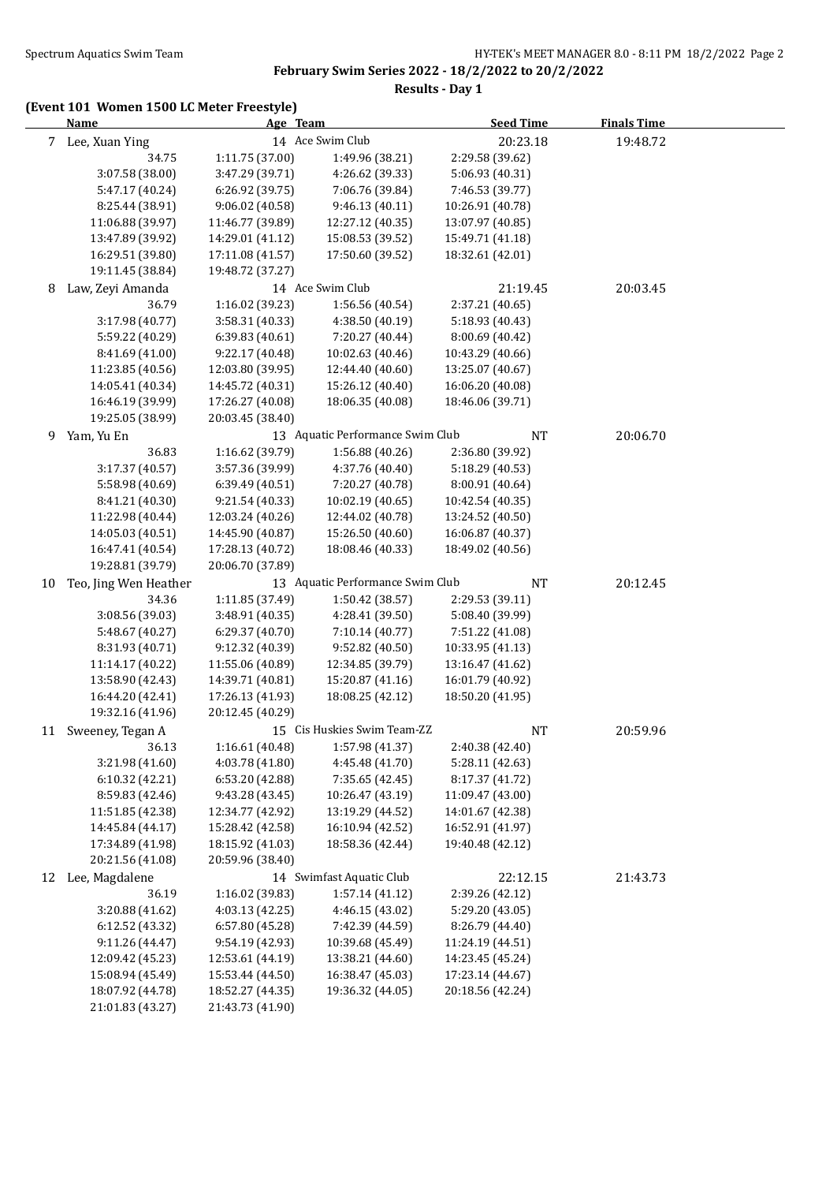**February Swim Series 2022 - 18/2/2022 to 20/2/2022**

**Results - Day 1**

### (Event 101 Women 1500 LC Meter Freestyle)

| | Name | Age | Team | Seed Time | Finals Time |
|---|---|---|---|---|---|
| 7 | Lee, Xuan Ying | 14 | Ace Swim Club | 20:23.18 | 19:48.72 |
| | 34.75 | 1:11.75 (37.00) | 1:49.96 (38.21) | 2:29.58 (39.62) | |
| | 3:07.58 (38.00) | 3:47.29 (39.71) | 4:26.62 (39.33) | 5:06.93 (40.31) | |
| | 5:47.17 (40.24) | 6:26.92 (39.75) | 7:06.76 (39.84) | 7:46.53 (39.77) | |
| | 8:25.44 (38.91) | 9:06.02 (40.58) | 9:46.13 (40.11) | 10:26.91 (40.78) | |
| | 11:06.88 (39.97) | 11:46.77 (39.89) | 12:27.12 (40.35) | 13:07.97 (40.85) | |
| | 13:47.89 (39.92) | 14:29.01 (41.12) | 15:08.53 (39.52) | 15:49.71 (41.18) | |
| | 16:29.51 (39.80) | 17:11.08 (41.57) | 17:50.60 (39.52) | 18:32.61 (42.01) | |
| | 19:11.45 (38.84) | 19:48.72 (37.27) | | | |
| 8 | Law, Zeyi Amanda | 14 | Ace Swim Club | 21:19.45 | 20:03.45 |
| | 36.79 | 1:16.02 (39.23) | 1:56.56 (40.54) | 2:37.21 (40.65) | |
| | 3:17.98 (40.77) | 3:58.31 (40.33) | 4:38.50 (40.19) | 5:18.93 (40.43) | |
| | 5:59.22 (40.29) | 6:39.83 (40.61) | 7:20.27 (40.44) | 8:00.69 (40.42) | |
| | 8:41.69 (41.00) | 9:22.17 (40.48) | 10:02.63 (40.46) | 10:43.29 (40.66) | |
| | 11:23.85 (40.56) | 12:03.80 (39.95) | 12:44.40 (40.60) | 13:25.07 (40.67) | |
| | 14:05.41 (40.34) | 14:45.72 (40.31) | 15:26.12 (40.40) | 16:06.20 (40.08) | |
| | 16:46.19 (39.99) | 17:26.27 (40.08) | 18:06.35 (40.08) | 18:46.06 (39.71) | |
| | 19:25.05 (38.99) | 20:03.45 (38.40) | | | |
| 9 | Yam, Yu En | 13 | Aquatic Performance Swim Club | NT | 20:06.70 |
| | 36.83 | 1:16.62 (39.79) | 1:56.88 (40.26) | 2:36.80 (39.92) | |
| | 3:17.37 (40.57) | 3:57.36 (39.99) | 4:37.76 (40.40) | 5:18.29 (40.53) | |
| | 5:58.98 (40.69) | 6:39.49 (40.51) | 7:20.27 (40.78) | 8:00.91 (40.64) | |
| | 8:41.21 (40.30) | 9:21.54 (40.33) | 10:02.19 (40.65) | 10:42.54 (40.35) | |
| | 11:22.98 (40.44) | 12:03.24 (40.26) | 12:44.02 (40.78) | 13:24.52 (40.50) | |
| | 14:05.03 (40.51) | 14:45.90 (40.87) | 15:26.50 (40.60) | 16:06.87 (40.37) | |
| | 16:47.41 (40.54) | 17:28.13 (40.72) | 18:08.46 (40.33) | 18:49.02 (40.56) | |
| | 19:28.81 (39.79) | 20:06.70 (37.89) | | | |
| 10 | Teo, Jing Wen Heather | 13 | Aquatic Performance Swim Club | NT | 20:12.45 |
| | 34.36 | 1:11.85 (37.49) | 1:50.42 (38.57) | 2:29.53 (39.11) | |
| | 3:08.56 (39.03) | 3:48.91 (40.35) | 4:28.41 (39.50) | 5:08.40 (39.99) | |
| | 5:48.67 (40.27) | 6:29.37 (40.70) | 7:10.14 (40.77) | 7:51.22 (41.08) | |
| | 8:31.93 (40.71) | 9:12.32 (40.39) | 9:52.82 (40.50) | 10:33.95 (41.13) | |
| | 11:14.17 (40.22) | 11:55.06 (40.89) | 12:34.85 (39.79) | 13:16.47 (41.62) | |
| | 13:58.90 (42.43) | 14:39.71 (40.81) | 15:20.87 (41.16) | 16:01.79 (40.92) | |
| | 16:44.20 (42.41) | 17:26.13 (41.93) | 18:08.25 (42.12) | 18:50.20 (41.95) | |
| | 19:32.16 (41.96) | 20:12.45 (40.29) | | | |
| 11 | Sweeney, Tegan A | 15 | Cis Huskies Swim Team-ZZ | NT | 20:59.96 |
| | 36.13 | 1:16.61 (40.48) | 1:57.98 (41.37) | 2:40.38 (42.40) | |
| | 3:21.98 (41.60) | 4:03.78 (41.80) | 4:45.48 (41.70) | 5:28.11 (42.63) | |
| | 6:10.32 (42.21) | 6:53.20 (42.88) | 7:35.65 (42.45) | 8:17.37 (41.72) | |
| | 8:59.83 (42.46) | 9:43.28 (43.45) | 10:26.47 (43.19) | 11:09.47 (43.00) | |
| | 11:51.85 (42.38) | 12:34.77 (42.92) | 13:19.29 (44.52) | 14:01.67 (42.38) | |
| | 14:45.84 (44.17) | 15:28.42 (42.58) | 16:10.94 (42.52) | 16:52.91 (41.97) | |
| | 17:34.89 (41.98) | 18:15.92 (41.03) | 18:58.36 (42.44) | 19:40.48 (42.12) | |
| | 20:21.56 (41.08) | 20:59.96 (38.40) | | | |
| 12 | Lee, Magdalene | 14 | Swimfast Aquatic Club | 22:12.15 | 21:43.73 |
| | 36.19 | 1:16.02 (39.83) | 1:57.14 (41.12) | 2:39.26 (42.12) | |
| | 3:20.88 (41.62) | 4:03.13 (42.25) | 4:46.15 (43.02) | 5:29.20 (43.05) | |
| | 6:12.52 (43.32) | 6:57.80 (45.28) | 7:42.39 (44.59) | 8:26.79 (44.40) | |
| | 9:11.26 (44.47) | 9:54.19 (42.93) | 10:39.68 (45.49) | 11:24.19 (44.51) | |
| | 12:09.42 (45.23) | 12:53.61 (44.19) | 13:38.21 (44.60) | 14:23.45 (45.24) | |
| | 15:08.94 (45.49) | 15:53.44 (44.50) | 16:38.47 (45.03) | 17:23.14 (44.67) | |
| | 18:07.92 (44.78) | 18:52.27 (44.35) | 19:36.32 (44.05) | 20:18.56 (42.24) | |
| | 21:01.83 (43.27) | 21:43.73 (41.90) | | | |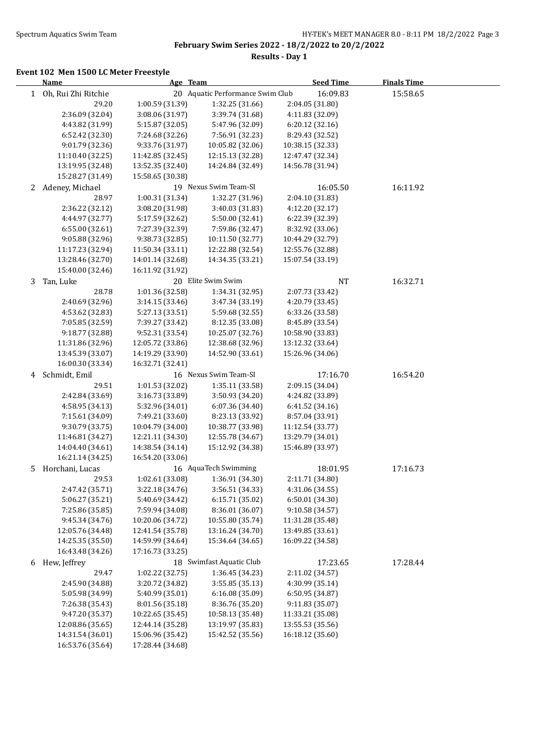**February Swim Series 2022 - 18/2/2022 to 20/2/2022**

**Results - Day 1**

### Event 102 Men 1500 LC Meter Freestyle

| | Name | Age | Team | Seed Time | Finals Time |
|---|---|---|---|---|---|
| 1 | Oh, Rui Zhi Ritchie | 20 | Aquatic Performance Swim Club | 16:09.83 | 15:58.65 |
| | 29.20 | 1:00.59 (31.39) | 1:32.25 (31.66) | 2:04.05 (31.80) | |
| | 2:36.09 (32.04) | 3:08.06 (31.97) | 3:39.74 (31.68) | 4:11.83 (32.09) | |
| | 4:43.82 (31.99) | 5:15.87 (32.05) | 5:47.96 (32.09) | 6:20.12 (32.16) | |
| | 6:52.42 (32.30) | 7:24.68 (32.26) | 7:56.91 (32.23) | 8:29.43 (32.52) | |
| | 9:01.79 (32.36) | 9:33.76 (31.97) | 10:05.82 (32.06) | 10:38.15 (32.33) | |
| | 11:10.40 (32.25) | 11:42.85 (32.45) | 12:15.13 (32.28) | 12:47.47 (32.34) | |
| | 13:19.95 (32.48) | 13:52.35 (32.40) | 14:24.84 (32.49) | 14:56.78 (31.94) | |
| | 15:28.27 (31.49) | 15:58.65 (30.38) | | | |
| 2 | Adeney, Michael | 19 | Nexus Swim Team-SI | 16:05.50 | 16:11.92 |
| | 28.97 | 1:00.31 (31.34) | 1:32.27 (31.96) | 2:04.10 (31.83) | |
| | 2:36.22 (32.12) | 3:08.20 (31.98) | 3:40.03 (31.83) | 4:12.20 (32.17) | |
| | 4:44.97 (32.77) | 5:17.59 (32.62) | 5:50.00 (32.41) | 6:22.39 (32.39) | |
| | 6:55.00 (32.61) | 7:27.39 (32.39) | 7:59.86 (32.47) | 8:32.92 (33.06) | |
| | 9:05.88 (32.96) | 9:38.73 (32.85) | 10:11.50 (32.77) | 10:44.29 (32.79) | |
| | 11:17.23 (32.94) | 11:50.34 (33.11) | 12:22.88 (32.54) | 12:55.76 (32.88) | |
| | 13:28.46 (32.70) | 14:01.14 (32.68) | 14:34.35 (33.21) | 15:07.54 (33.19) | |
| | 15:40.00 (32.46) | 16:11.92 (31.92) | | | |
| 3 | Tan, Luke | 20 | Elite Swim Swim | NT | 16:32.71 |
| | 28.78 | 1:01.36 (32.58) | 1:34.31 (32.95) | 2:07.73 (33.42) | |
| | 2:40.69 (32.96) | 3:14.15 (33.46) | 3:47.34 (33.19) | 4:20.79 (33.45) | |
| | 4:53.62 (32.83) | 5:27.13 (33.51) | 5:59.68 (32.55) | 6:33.26 (33.58) | |
| | 7:05.85 (32.59) | 7:39.27 (33.42) | 8:12.35 (33.08) | 8:45.89 (33.54) | |
| | 9:18.77 (32.88) | 9:52.31 (33.54) | 10:25.07 (32.76) | 10:58.90 (33.83) | |
| | 11:31.86 (32.96) | 12:05.72 (33.86) | 12:38.68 (32.96) | 13:12.32 (33.64) | |
| | 13:45.39 (33.07) | 14:19.29 (33.90) | 14:52.90 (33.61) | 15:26.96 (34.06) | |
| | 16:00.30 (33.34) | 16:32.71 (32.41) | | | |
| 4 | Schmidt, Emil | 16 | Nexus Swim Team-SI | 17:16.70 | 16:54.20 |
| | 29.51 | 1:01.53 (32.02) | 1:35.11 (33.58) | 2:09.15 (34.04) | |
| | 2:42.84 (33.69) | 3:16.73 (33.89) | 3:50.93 (34.20) | 4:24.82 (33.89) | |
| | 4:58.95 (34.13) | 5:32.96 (34.01) | 6:07.36 (34.40) | 6:41.52 (34.16) | |
| | 7:15.61 (34.09) | 7:49.21 (33.60) | 8:23.13 (33.92) | 8:57.04 (33.91) | |
| | 9:30.79 (33.75) | 10:04.79 (34.00) | 10:38.77 (33.98) | 11:12.54 (33.77) | |
| | 11:46.81 (34.27) | 12:21.11 (34.30) | 12:55.78 (34.67) | 13:29.79 (34.01) | |
| | 14:04.40 (34.61) | 14:38.54 (34.14) | 15:12.92 (34.38) | 15:46.89 (33.97) | |
| | 16:21.14 (34.25) | 16:54.20 (33.06) | | | |
| 5 | Horchani, Lucas | 16 | AquaTech Swimming | 18:01.95 | 17:16.73 |
| | 29.53 | 1:02.61 (33.08) | 1:36.91 (34.30) | 2:11.71 (34.80) | |
| | 2:47.42 (35.71) | 3:22.18 (34.76) | 3:56.51 (34.33) | 4:31.06 (34.55) | |
| | 5:06.27 (35.21) | 5:40.69 (34.42) | 6:15.71 (35.02) | 6:50.01 (34.30) | |
| | 7:25.86 (35.85) | 7:59.94 (34.08) | 8:36.01 (36.07) | 9:10.58 (34.57) | |
| | 9:45.34 (34.76) | 10:20.06 (34.72) | 10:55.80 (35.74) | 11:31.28 (35.48) | |
| | 12:05.76 (34.48) | 12:41.54 (35.78) | 13:16.24 (34.70) | 13:49.85 (33.61) | |
| | 14:25.35 (35.50) | 14:59.99 (34.64) | 15:34.64 (34.65) | 16:09.22 (34.58) | |
| | 16:43.48 (34.26) | 17:16.73 (33.25) | | | |
| 6 | Hew, Jeffrey | 18 | Swimfast Aquatic Club | 17:23.65 | 17:28.44 |
| | 29.47 | 1:02.22 (32.75) | 1:36.45 (34.23) | 2:11.02 (34.57) | |
| | 2:45.90 (34.88) | 3:20.72 (34.82) | 3:55.85 (35.13) | 4:30.99 (35.14) | |
| | 5:05.98 (34.99) | 5:40.99 (35.01) | 6:16.08 (35.09) | 6:50.95 (34.87) | |
| | 7:26.38 (35.43) | 8:01.56 (35.18) | 8:36.76 (35.20) | 9:11.83 (35.07) | |
| | 9:47.20 (35.37) | 10:22.65 (35.45) | 10:58.13 (35.48) | 11:33.21 (35.08) | |
| | 12:08.86 (35.65) | 12:44.14 (35.28) | 13:19.97 (35.83) | 13:55.53 (35.56) | |
| | 14:31.54 (36.01) | 15:06.96 (35.42) | 15:42.52 (35.56) | 16:18.12 (35.60) | |
| | 16:53.76 (35.64) | 17:28.44 (34.68) | | | |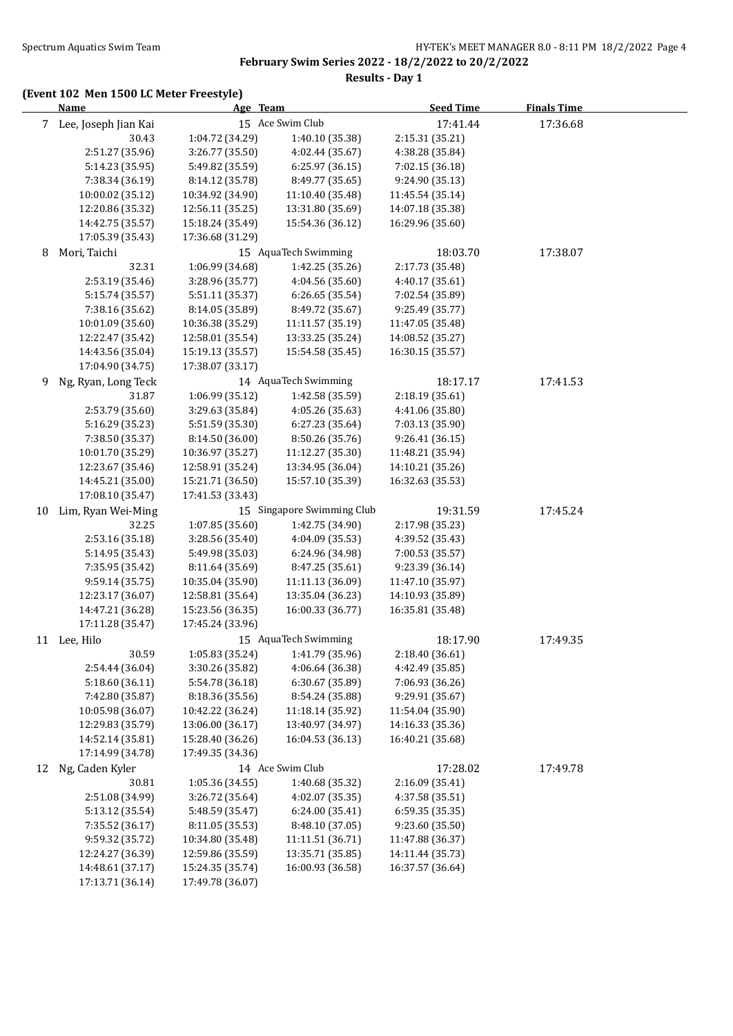**February Swim Series 2022 - 18/2/2022 to 20/2/2022**

**Results - Day 1**

## (Event 102 Men 1500 LC Meter Freestyle)

| | Name | Age | Team | Seed Time | Finals Time |
|---|---|---|---|---|---|
| 7 | Lee, Joseph Jian Kai | 15 | Ace Swim Club | 17:41.44 | 17:36.68 |
| | 30.43 | 1:04.72 (34.29) | 1:40.10 (35.38) | 2:15.31 (35.21) | |
| | 2:51.27 (35.96) | 3:26.77 (35.50) | 4:02.44 (35.67) | 4:38.28 (35.84) | |
| | 5:14.23 (35.95) | 5:49.82 (35.59) | 6:25.97 (36.15) | 7:02.15 (36.18) | |
| | 7:38.34 (36.19) | 8:14.12 (35.78) | 8:49.77 (35.65) | 9:24.90 (35.13) | |
| | 10:00.02 (35.12) | 10:34.92 (34.90) | 11:10.40 (35.48) | 11:45.54 (35.14) | |
| | 12:20.86 (35.32) | 12:56.11 (35.25) | 13:31.80 (35.69) | 14:07.18 (35.38) | |
| | 14:42.75 (35.57) | 15:18.24 (35.49) | 15:54.36 (36.12) | 16:29.96 (35.60) | |
| | 17:05.39 (35.43) | 17:36.68 (31.29) | | | |
| 8 | Mori, Taichi | 15 | AquaTech Swimming | 18:03.70 | 17:38.07 |
| | 32.31 | 1:06.99 (34.68) | 1:42.25 (35.26) | 2:17.73 (35.48) | |
| | 2:53.19 (35.46) | 3:28.96 (35.77) | 4:04.56 (35.60) | 4:40.17 (35.61) | |
| | 5:15.74 (35.57) | 5:51.11 (35.37) | 6:26.65 (35.54) | 7:02.54 (35.89) | |
| | 7:38.16 (35.62) | 8:14.05 (35.89) | 8:49.72 (35.67) | 9:25.49 (35.77) | |
| | 10:01.09 (35.60) | 10:36.38 (35.29) | 11:11.57 (35.19) | 11:47.05 (35.48) | |
| | 12:22.47 (35.42) | 12:58.01 (35.54) | 13:33.25 (35.24) | 14:08.52 (35.27) | |
| | 14:43.56 (35.04) | 15:19.13 (35.57) | 15:54.58 (35.45) | 16:30.15 (35.57) | |
| | 17:04.90 (34.75) | 17:38.07 (33.17) | | | |
| 9 | Ng, Ryan, Long Teck | 14 | AquaTech Swimming | 18:17.17 | 17:41.53 |
| | 31.87 | 1:06.99 (35.12) | 1:42.58 (35.59) | 2:18.19 (35.61) | |
| | 2:53.79 (35.60) | 3:29.63 (35.84) | 4:05.26 (35.63) | 4:41.06 (35.80) | |
| | 5:16.29 (35.23) | 5:51.59 (35.30) | 6:27.23 (35.64) | 7:03.13 (35.90) | |
| | 7:38.50 (35.37) | 8:14.50 (36.00) | 8:50.26 (35.76) | 9:26.41 (36.15) | |
| | 10:01.70 (35.29) | 10:36.97 (35.27) | 11:12.27 (35.30) | 11:48.21 (35.94) | |
| | 12:23.67 (35.46) | 12:58.91 (35.24) | 13:34.95 (36.04) | 14:10.21 (35.26) | |
| | 14:45.21 (35.00) | 15:21.71 (36.50) | 15:57.10 (35.39) | 16:32.63 (35.53) | |
| | 17:08.10 (35.47) | 17:41.53 (33.43) | | | |
| 10 | Lim, Ryan Wei-Ming | 15 | Singapore Swimming Club | 19:31.59 | 17:45.24 |
| | 32.25 | 1:07.85 (35.60) | 1:42.75 (34.90) | 2:17.98 (35.23) | |
| | 2:53.16 (35.18) | 3:28.56 (35.40) | 4:04.09 (35.53) | 4:39.52 (35.43) | |
| | 5:14.95 (35.43) | 5:49.98 (35.03) | 6:24.96 (34.98) | 7:00.53 (35.57) | |
| | 7:35.95 (35.42) | 8:11.64 (35.69) | 8:47.25 (35.61) | 9:23.39 (36.14) | |
| | 9:59.14 (35.75) | 10:35.04 (35.90) | 11:11.13 (36.09) | 11:47.10 (35.97) | |
| | 12:23.17 (36.07) | 12:58.81 (35.64) | 13:35.04 (36.23) | 14:10.93 (35.89) | |
| | 14:47.21 (36.28) | 15:23.56 (36.35) | 16:00.33 (36.77) | 16:35.81 (35.48) | |
| | 17:11.28 (35.47) | 17:45.24 (33.96) | | | |
| 11 | Lee, Hilo | 15 | AquaTech Swimming | 18:17.90 | 17:49.35 |
| | 30.59 | 1:05.83 (35.24) | 1:41.79 (35.96) | 2:18.40 (36.61) | |
| | 2:54.44 (36.04) | 3:30.26 (35.82) | 4:06.64 (36.38) | 4:42.49 (35.85) | |
| | 5:18.60 (36.11) | 5:54.78 (36.18) | 6:30.67 (35.89) | 7:06.93 (36.26) | |
| | 7:42.80 (35.87) | 8:18.36 (35.56) | 8:54.24 (35.88) | 9:29.91 (35.67) | |
| | 10:05.98 (36.07) | 10:42.22 (36.24) | 11:18.14 (35.92) | 11:54.04 (35.90) | |
| | 12:29.83 (35.79) | 13:06.00 (36.17) | 13:40.97 (34.97) | 14:16.33 (35.36) | |
| | 14:52.14 (35.81) | 15:28.40 (36.26) | 16:04.53 (36.13) | 16:40.21 (35.68) | |
| | 17:14.99 (34.78) | 17:49.35 (34.36) | | | |
| 12 | Ng, Caden Kyler | 14 | Ace Swim Club | 17:28.02 | 17:49.78 |
| | 30.81 | 1:05.36 (34.55) | 1:40.68 (35.32) | 2:16.09 (35.41) | |
| | 2:51.08 (34.99) | 3:26.72 (35.64) | 4:02.07 (35.35) | 4:37.58 (35.51) | |
| | 5:13.12 (35.54) | 5:48.59 (35.47) | 6:24.00 (35.41) | 6:59.35 (35.35) | |
| | 7:35.52 (36.17) | 8:11.05 (35.53) | 8:48.10 (37.05) | 9:23.60 (35.50) | |
| | 9:59.32 (35.72) | 10:34.80 (35.48) | 11:11.51 (36.71) | 11:47.88 (36.37) | |
| | 12:24.27 (36.39) | 12:59.86 (35.59) | 13:35.71 (35.85) | 14:11.44 (35.73) | |
| | 14:48.61 (37.17) | 15:24.35 (35.74) | 16:00.93 (36.58) | 16:37.57 (36.64) | |
| | 17:13.71 (36.14) | 17:49.78 (36.07) | | | |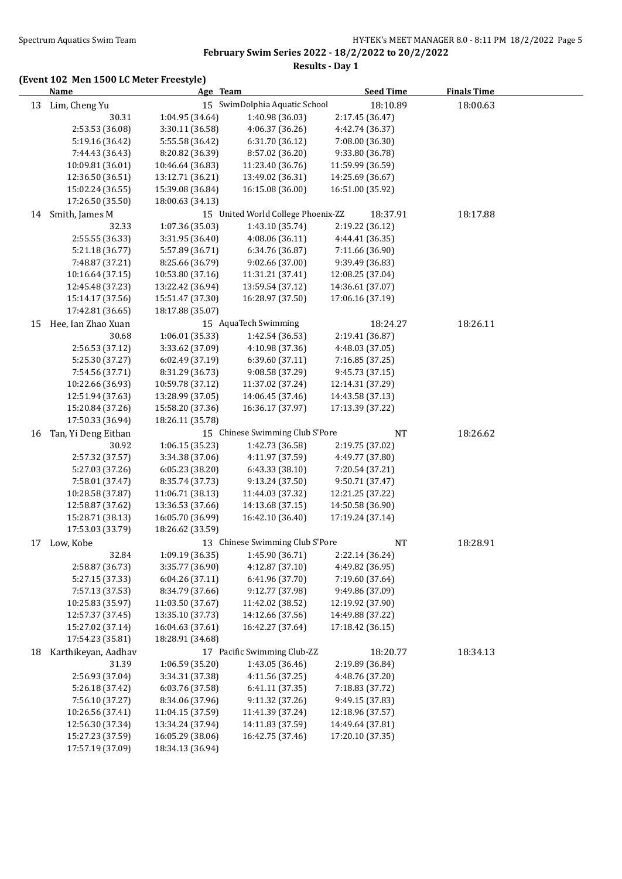**February Swim Series 2022 - 18/2/2022 to 20/2/2022**

**Results - Day 1**

## (Event 102 Men 1500 LC Meter Freestyle)

| | Name | Age | Team | Seed Time | Finals Time |
|---|---|---|---|---|---|
| 13 | Lim, Cheng Yu | 15 | SwimDolphia Aquatic School | 18:10.89 | 18:00.63 |
| | 30.31 | 1:04.95 (34.64) | 1:40.98 (36.03) | 2:17.45 (36.47) | |
| | 2:53.53 (36.08) | 3:30.11 (36.58) | 4:06.37 (36.26) | 4:42.74 (36.37) | |
| | 5:19.16 (36.42) | 5:55.58 (36.42) | 6:31.70 (36.12) | 7:08.00 (36.30) | |
| | 7:44.43 (36.43) | 8:20.82 (36.39) | 8:57.02 (36.20) | 9:33.80 (36.78) | |
| | 10:09.81 (36.01) | 10:46.64 (36.83) | 11:23.40 (36.76) | 11:59.99 (36.59) | |
| | 12:36.50 (36.51) | 13:12.71 (36.21) | 13:49.02 (36.31) | 14:25.69 (36.67) | |
| | 15:02.24 (36.55) | 15:39.08 (36.84) | 16:15.08 (36.00) | 16:51.00 (35.92) | |
| | 17:26.50 (35.50) | 18:00.63 (34.13) | | | |
| 14 | Smith, James M | 15 | United World College Phoenix-ZZ | 18:37.91 | 18:17.88 |
| | 32.33 | 1:07.36 (35.03) | 1:43.10 (35.74) | 2:19.22 (36.12) | |
| | 2:55.55 (36.33) | 3:31.95 (36.40) | 4:08.06 (36.11) | 4:44.41 (36.35) | |
| | 5:21.18 (36.77) | 5:57.89 (36.71) | 6:34.76 (36.87) | 7:11.66 (36.90) | |
| | 7:48.87 (37.21) | 8:25.66 (36.79) | 9:02.66 (37.00) | 9:39.49 (36.83) | |
| | 10:16.64 (37.15) | 10:53.80 (37.16) | 11:31.21 (37.41) | 12:08.25 (37.04) | |
| | 12:45.48 (37.23) | 13:22.42 (36.94) | 13:59.54 (37.12) | 14:36.61 (37.07) | |
| | 15:14.17 (37.56) | 15:51.47 (37.30) | 16:28.97 (37.50) | 17:06.16 (37.19) | |
| | 17:42.81 (36.65) | 18:17.88 (35.07) | | | |
| 15 | Hee, Ian Zhao Xuan | 15 | AquaTech Swimming | 18:24.27 | 18:26.11 |
| | 30.68 | 1:06.01 (35.33) | 1:42.54 (36.53) | 2:19.41 (36.87) | |
| | 2:56.53 (37.12) | 3:33.62 (37.09) | 4:10.98 (37.36) | 4:48.03 (37.05) | |
| | 5:25.30 (37.27) | 6:02.49 (37.19) | 6:39.60 (37.11) | 7:16.85 (37.25) | |
| | 7:54.56 (37.71) | 8:31.29 (36.73) | 9:08.58 (37.29) | 9:45.73 (37.15) | |
| | 10:22.66 (36.93) | 10:59.78 (37.12) | 11:37.02 (37.24) | 12:14.31 (37.29) | |
| | 12:51.94 (37.63) | 13:28.99 (37.05) | 14:06.45 (37.46) | 14:43.58 (37.13) | |
| | 15:20.84 (37.26) | 15:58.20 (37.36) | 16:36.17 (37.97) | 17:13.39 (37.22) | |
| | 17:50.33 (36.94) | 18:26.11 (35.78) | | | |
| 16 | Tan, Yi Deng Eithan | 15 | Chinese Swimming Club S'Pore | NT | 18:26.62 |
| | 30.92 | 1:06.15 (35.23) | 1:42.73 (36.58) | 2:19.75 (37.02) | |
| | 2:57.32 (37.57) | 3:34.38 (37.06) | 4:11.97 (37.59) | 4:49.77 (37.80) | |
| | 5:27.03 (37.26) | 6:05.23 (38.20) | 6:43.33 (38.10) | 7:20.54 (37.21) | |
| | 7:58.01 (37.47) | 8:35.74 (37.73) | 9:13.24 (37.50) | 9:50.71 (37.47) | |
| | 10:28.58 (37.87) | 11:06.71 (38.13) | 11:44.03 (37.32) | 12:21.25 (37.22) | |
| | 12:58.87 (37.62) | 13:36.53 (37.66) | 14:13.68 (37.15) | 14:50.58 (36.90) | |
| | 15:28.71 (38.13) | 16:05.70 (36.99) | 16:42.10 (36.40) | 17:19.24 (37.14) | |
| | 17:53.03 (33.79) | 18:26.62 (33.59) | | | |
| 17 | Low, Kobe | 13 | Chinese Swimming Club S'Pore | NT | 18:28.91 |
| | 32.84 | 1:09.19 (36.35) | 1:45.90 (36.71) | 2:22.14 (36.24) | |
| | 2:58.87 (36.73) | 3:35.77 (36.90) | 4:12.87 (37.10) | 4:49.82 (36.95) | |
| | 5:27.15 (37.33) | 6:04.26 (37.11) | 6:41.96 (37.70) | 7:19.60 (37.64) | |
| | 7:57.13 (37.53) | 8:34.79 (37.66) | 9:12.77 (37.98) | 9:49.86 (37.09) | |
| | 10:25.83 (35.97) | 11:03.50 (37.67) | 11:42.02 (38.52) | 12:19.92 (37.90) | |
| | 12:57.37 (37.45) | 13:35.10 (37.73) | 14:12.66 (37.56) | 14:49.88 (37.22) | |
| | 15:27.02 (37.14) | 16:04.63 (37.61) | 16:42.27 (37.64) | 17:18.42 (36.15) | |
| | 17:54.23 (35.81) | 18:28.91 (34.68) | | | |
| 18 | Karthikeyan, Aadhav | 17 | Pacific Swimming Club-ZZ | 18:20.77 | 18:34.13 |
| | 31.39 | 1:06.59 (35.20) | 1:43.05 (36.46) | 2:19.89 (36.84) | |
| | 2:56.93 (37.04) | 3:34.31 (37.38) | 4:11.56 (37.25) | 4:48.76 (37.20) | |
| | 5:26.18 (37.42) | 6:03.76 (37.58) | 6:41.11 (37.35) | 7:18.83 (37.72) | |
| | 7:56.10 (37.27) | 8:34.06 (37.96) | 9:11.32 (37.26) | 9:49.15 (37.83) | |
| | 10:26.56 (37.41) | 11:04.15 (37.59) | 11:41.39 (37.24) | 12:18.96 (37.57) | |
| | 12:56.30 (37.34) | 13:34.24 (37.94) | 14:11.83 (37.59) | 14:49.64 (37.81) | |
| | 15:27.23 (37.59) | 16:05.29 (38.06) | 16:42.75 (37.46) | 17:20.10 (37.35) | |
| | 17:57.19 (37.09) | 18:34.13 (36.94) | | | |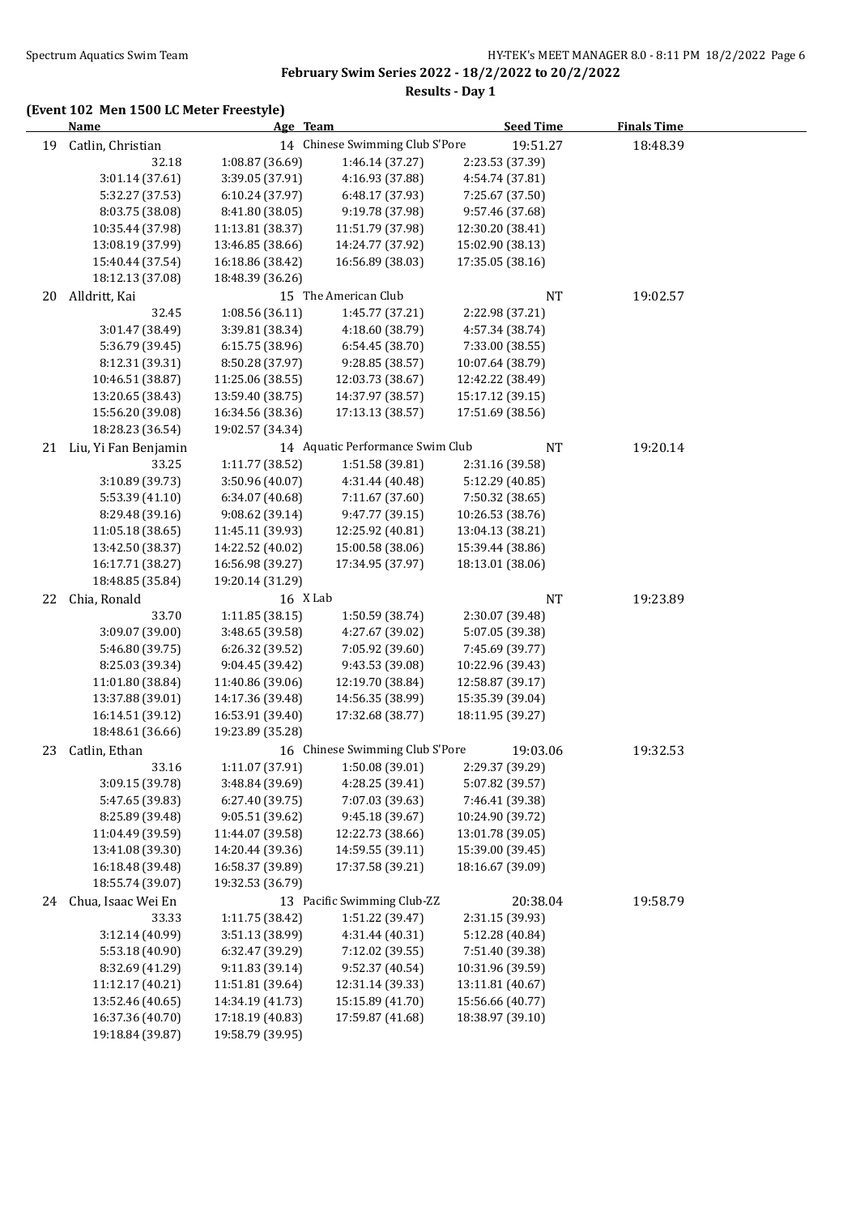**February Swim Series 2022 - 18/2/2022 to 20/2/2022**

**Results - Day 1**

### (Event 102 Men 1500 LC Meter Freestyle)

| | Name | Age | Team | Seed Time | Finals Time |
|---|---|---|---|---|---|
| 19 | Catlin, Christian | 14 | Chinese Swimming Club S'Pore | 19:51.27 | 18:48.39 |
| | 32.18 | 1:08.87 (36.69) | 1:46.14 (37.27) | 2:23.53 (37.39) | |
| | 3:01.14 (37.61) | 3:39.05 (37.91) | 4:16.93 (37.88) | 4:54.74 (37.81) | |
| | 5:32.27 (37.53) | 6:10.24 (37.97) | 6:48.17 (37.93) | 7:25.67 (37.50) | |
| | 8:03.75 (38.08) | 8:41.80 (38.05) | 9:19.78 (37.98) | 9:57.46 (37.68) | |
| | 10:35.44 (37.98) | 11:13.81 (38.37) | 11:51.79 (37.98) | 12:30.20 (38.41) | |
| | 13:08.19 (37.99) | 13:46.85 (38.66) | 14:24.77 (37.92) | 15:02.90 (38.13) | |
| | 15:40.44 (37.54) | 16:18.86 (38.42) | 16:56.89 (38.03) | 17:35.05 (38.16) | |
| | 18:12.13 (37.08) | 18:48.39 (36.26) | | | |
| 20 | Alldritt, Kai | 15 | The American Club | NT | 19:02.57 |
| | 32.45 | 1:08.56 (36.11) | 1:45.77 (37.21) | 2:22.98 (37.21) | |
| | 3:01.47 (38.49) | 3:39.81 (38.34) | 4:18.60 (38.79) | 4:57.34 (38.74) | |
| | 5:36.79 (39.45) | 6:15.75 (38.96) | 6:54.45 (38.70) | 7:33.00 (38.55) | |
| | 8:12.31 (39.31) | 8:50.28 (37.97) | 9:28.85 (38.57) | 10:07.64 (38.79) | |
| | 10:46.51 (38.87) | 11:25.06 (38.55) | 12:03.73 (38.67) | 12:42.22 (38.49) | |
| | 13:20.65 (38.43) | 13:59.40 (38.75) | 14:37.97 (38.57) | 15:17.12 (39.15) | |
| | 15:56.20 (39.08) | 16:34.56 (38.36) | 17:13.13 (38.57) | 17:51.69 (38.56) | |
| | 18:28.23 (36.54) | 19:02.57 (34.34) | | | |
| 21 | Liu, Yi Fan Benjamin | 14 | Aquatic Performance Swim Club | NT | 19:20.14 |
| | 33.25 | 1:11.77 (38.52) | 1:51.58 (39.81) | 2:31.16 (39.58) | |
| | 3:10.89 (39.73) | 3:50.96 (40.07) | 4:31.44 (40.48) | 5:12.29 (40.85) | |
| | 5:53.39 (41.10) | 6:34.07 (40.68) | 7:11.67 (37.60) | 7:50.32 (38.65) | |
| | 8:29.48 (39.16) | 9:08.62 (39.14) | 9:47.77 (39.15) | 10:26.53 (38.76) | |
| | 11:05.18 (38.65) | 11:45.11 (39.93) | 12:25.92 (40.81) | 13:04.13 (38.21) | |
| | 13:42.50 (38.37) | 14:22.52 (40.02) | 15:00.58 (38.06) | 15:39.44 (38.86) | |
| | 16:17.71 (38.27) | 16:56.98 (39.27) | 17:34.95 (37.97) | 18:13.01 (38.06) | |
| | 18:48.85 (35.84) | 19:20.14 (31.29) | | | |
| 22 | Chia, Ronald | 16 | X Lab | NT | 19:23.89 |
| | 33.70 | 1:11.85 (38.15) | 1:50.59 (38.74) | 2:30.07 (39.48) | |
| | 3:09.07 (39.00) | 3:48.65 (39.58) | 4:27.67 (39.02) | 5:07.05 (39.38) | |
| | 5:46.80 (39.75) | 6:26.32 (39.52) | 7:05.92 (39.60) | 7:45.69 (39.77) | |
| | 8:25.03 (39.34) | 9:04.45 (39.42) | 9:43.53 (39.08) | 10:22.96 (39.43) | |
| | 11:01.80 (38.84) | 11:40.86 (39.06) | 12:19.70 (38.84) | 12:58.87 (39.17) | |
| | 13:37.88 (39.01) | 14:17.36 (39.48) | 14:56.35 (38.99) | 15:35.39 (39.04) | |
| | 16:14.51 (39.12) | 16:53.91 (39.40) | 17:32.68 (38.77) | 18:11.95 (39.27) | |
| | 18:48.61 (36.66) | 19:23.89 (35.28) | | | |
| 23 | Catlin, Ethan | 16 | Chinese Swimming Club S'Pore | 19:03.06 | 19:32.53 |
| | 33.16 | 1:11.07 (37.91) | 1:50.08 (39.01) | 2:29.37 (39.29) | |
| | 3:09.15 (39.78) | 3:48.84 (39.69) | 4:28.25 (39.41) | 5:07.82 (39.57) | |
| | 5:47.65 (39.83) | 6:27.40 (39.75) | 7:07.03 (39.63) | 7:46.41 (39.38) | |
| | 8:25.89 (39.48) | 9:05.51 (39.62) | 9:45.18 (39.67) | 10:24.90 (39.72) | |
| | 11:04.49 (39.59) | 11:44.07 (39.58) | 12:22.73 (38.66) | 13:01.78 (39.05) | |
| | 13:41.08 (39.30) | 14:20.44 (39.36) | 14:59.55 (39.11) | 15:39.00 (39.45) | |
| | 16:18.48 (39.48) | 16:58.37 (39.89) | 17:37.58 (39.21) | 18:16.67 (39.09) | |
| | 18:55.74 (39.07) | 19:32.53 (36.79) | | | |
| 24 | Chua, Isaac Wei En | 13 | Pacific Swimming Club-ZZ | 20:38.04 | 19:58.79 |
| | 33.33 | 1:11.75 (38.42) | 1:51.22 (39.47) | 2:31.15 (39.93) | |
| | 3:12.14 (40.99) | 3:51.13 (38.99) | 4:31.44 (40.31) | 5:12.28 (40.84) | |
| | 5:53.18 (40.90) | 6:32.47 (39.29) | 7:12.02 (39.55) | 7:51.40 (39.38) | |
| | 8:32.69 (41.29) | 9:11.83 (39.14) | 9:52.37 (40.54) | 10:31.96 (39.59) | |
| | 11:12.17 (40.21) | 11:51.81 (39.64) | 12:31.14 (39.33) | 13:11.81 (40.67) | |
| | 13:52.46 (40.65) | 14:34.19 (41.73) | 15:15.89 (41.70) | 15:56.66 (40.77) | |
| | 16:37.36 (40.70) | 17:18.19 (40.83) | 17:59.87 (41.68) | 18:38.97 (39.10) | |
| | 19:18.84 (39.87) | 19:58.79 (39.95) | | | |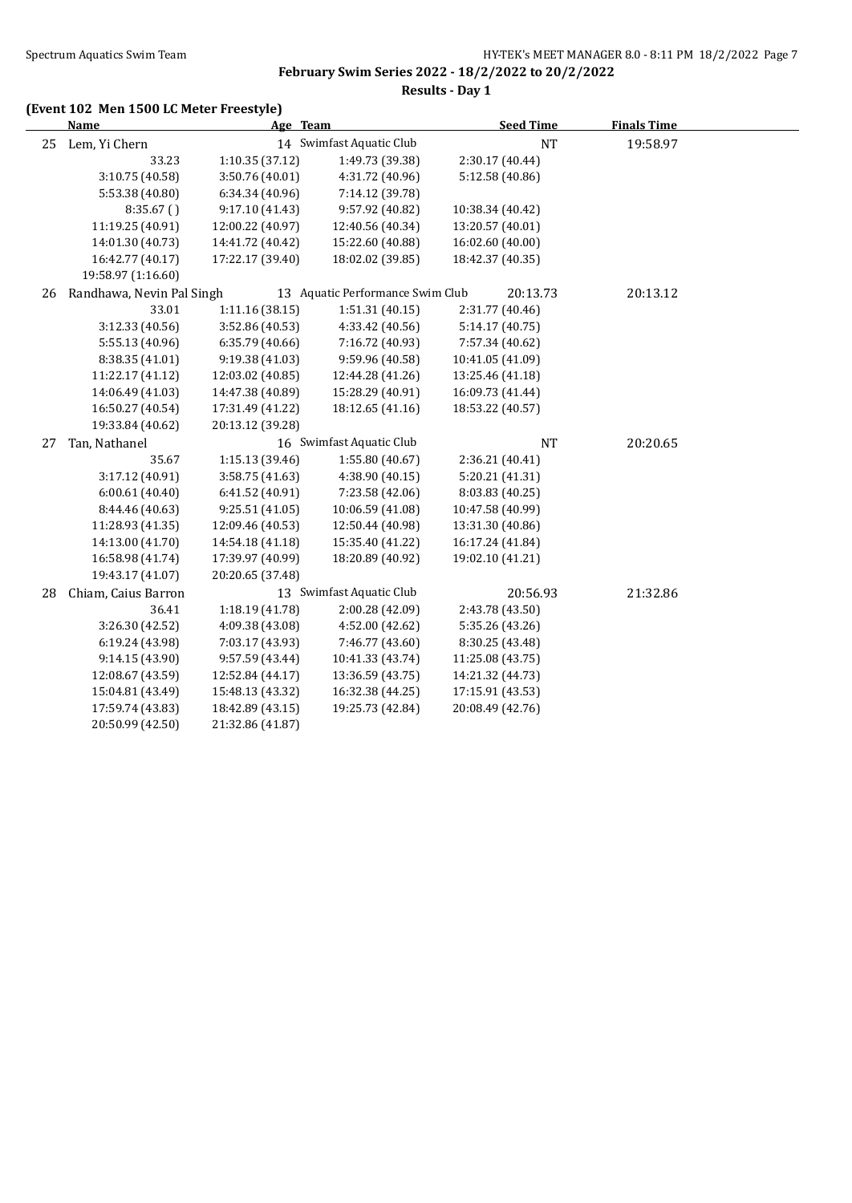**February Swim Series 2022 - 18/2/2022 to 20/2/2022**

**Results - Day 1**

## (Event 102 Men 1500 LC Meter Freestyle)

| | Name | Age | Team | Seed Time | Finals Time |
|---|---|---|---|---|---|
| 25 | Lem, Yi Chern | 14 | Swimfast Aquatic Club | NT | 19:58.97 |
| | 33.23 | 1:10.35 (37.12) | 1:49.73 (39.38) | 2:30.17 (40.44) | |
| | 3:10.75 (40.58) | 3:50.76 (40.01) | 4:31.72 (40.96) | 5:12.58 (40.86) | |
| | 5:53.38 (40.80) | 6:34.34 (40.96) | 7:14.12 (39.78) | | |
| | 8:35.67 ( ) | 9:17.10 (41.43) | 9:57.92 (40.82) | 10:38.34 (40.42) | |
| | 11:19.25 (40.91) | 12:00.22 (40.97) | 12:40.56 (40.34) | 13:20.57 (40.01) | |
| | 14:01.30 (40.73) | 14:41.72 (40.42) | 15:22.60 (40.88) | 16:02.60 (40.00) | |
| | 16:42.77 (40.17) | 17:22.17 (39.40) | 18:02.02 (39.85) | 18:42.37 (40.35) | |
| | 19:58.97 (1:16.60) | | | | |
| 26 | Randhawa, Nevin Pal Singh | 13 | Aquatic Performance Swim Club | 20:13.73 | 20:13.12 |
| | 33.01 | 1:11.16 (38.15) | 1:51.31 (40.15) | 2:31.77 (40.46) | |
| | 3:12.33 (40.56) | 3:52.86 (40.53) | 4:33.42 (40.56) | 5:14.17 (40.75) | |
| | 5:55.13 (40.96) | 6:35.79 (40.66) | 7:16.72 (40.93) | 7:57.34 (40.62) | |
| | 8:38.35 (41.01) | 9:19.38 (41.03) | 9:59.96 (40.58) | 10:41.05 (41.09) | |
| | 11:22.17 (41.12) | 12:03.02 (40.85) | 12:44.28 (41.26) | 13:25.46 (41.18) | |
| | 14:06.49 (41.03) | 14:47.38 (40.89) | 15:28.29 (40.91) | 16:09.73 (41.44) | |
| | 16:50.27 (40.54) | 17:31.49 (41.22) | 18:12.65 (41.16) | 18:53.22 (40.57) | |
| | 19:33.84 (40.62) | 20:13.12 (39.28) | | | |
| 27 | Tan, Nathanel | 16 | Swimfast Aquatic Club | NT | 20:20.65 |
| | 35.67 | 1:15.13 (39.46) | 1:55.80 (40.67) | 2:36.21 (40.41) | |
| | 3:17.12 (40.91) | 3:58.75 (41.63) | 4:38.90 (40.15) | 5:20.21 (41.31) | |
| | 6:00.61 (40.40) | 6:41.52 (40.91) | 7:23.58 (42.06) | 8:03.83 (40.25) | |
| | 8:44.46 (40.63) | 9:25.51 (41.05) | 10:06.59 (41.08) | 10:47.58 (40.99) | |
| | 11:28.93 (41.35) | 12:09.46 (40.53) | 12:50.44 (40.98) | 13:31.30 (40.86) | |
| | 14:13.00 (41.70) | 14:54.18 (41.18) | 15:35.40 (41.22) | 16:17.24 (41.84) | |
| | 16:58.98 (41.74) | 17:39.97 (40.99) | 18:20.89 (40.92) | 19:02.10 (41.21) | |
| | 19:43.17 (41.07) | 20:20.65 (37.48) | | | |
| 28 | Chiam, Caius Barron | 13 | Swimfast Aquatic Club | 20:56.93 | 21:32.86 |
| | 36.41 | 1:18.19 (41.78) | 2:00.28 (42.09) | 2:43.78 (43.50) | |
| | 3:26.30 (42.52) | 4:09.38 (43.08) | 4:52.00 (42.62) | 5:35.26 (43.26) | |
| | 6:19.24 (43.98) | 7:03.17 (43.93) | 7:46.77 (43.60) | 8:30.25 (43.48) | |
| | 9:14.15 (43.90) | 9:57.59 (43.44) | 10:41.33 (43.74) | 11:25.08 (43.75) | |
| | 12:08.67 (43.59) | 12:52.84 (44.17) | 13:36.59 (43.75) | 14:21.32 (44.73) | |
| | 15:04.81 (43.49) | 15:48.13 (43.32) | 16:32.38 (44.25) | 17:15.91 (43.53) | |
| | 17:59.74 (43.83) | 18:42.89 (43.15) | 19:25.73 (42.84) | 20:08.49 (42.76) | |
| | 20:50.99 (42.50) | 21:32.86 (41.87) | | | |